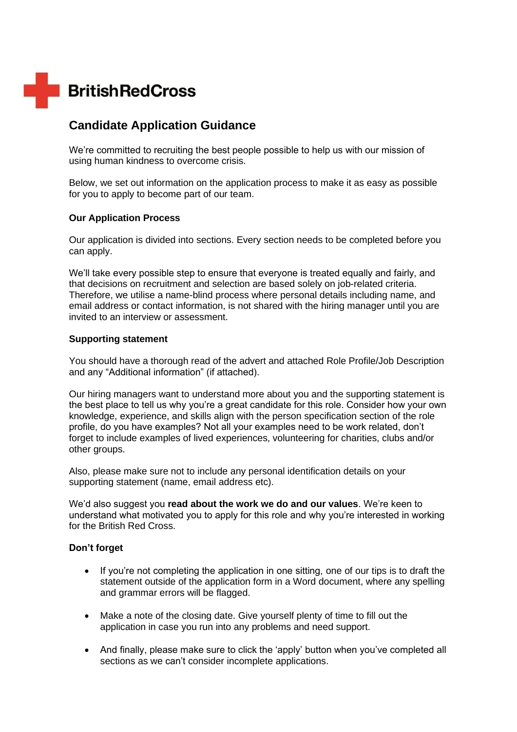British Red Cross

# Candidate Application Guidance

We're committed to recruiting the best people possible to help us with our mission of using human kindness to overcome crisis.

Below, we set out information on the application process to make it as easy as possible for you to apply to become part of our team.

**Our Application Process**

Our application is divided into sections. Every section needs to be completed before you can apply.

We'll take every possible step to ensure that everyone is treated equally and fairly, and that decisions on recruitment and selection are based solely on job-related criteria. Therefore, we utilise a name-blind process where personal details including name, and email address or contact information, is not shared with the hiring manager until you are invited to an interview or assessment.

**Supporting statement**

You should have a thorough read of the advert and attached Role Profile/Job Description and any "Additional information" (if attached).

Our hiring managers want to understand more about you and the supporting statement is the best place to tell us why you're a great candidate for this role. Consider how your own knowledge, experience, and skills align with the person specification section of the role profile, do you have examples? Not all your examples need to be work related, don't forget to include examples of lived experiences, volunteering for charities, clubs and/or other groups.

Also, please make sure not to include any personal identification details on your supporting statement (name, email address etc).

We'd also suggest you **read about the work we do and our values**. We're keen to understand what motivated you to apply for this role and why you're interested in working for the British Red Cross.

**Don't forget**

- If you're not completing the application in one sitting, one of our tips is to draft the statement outside of the application form in a Word document, where any spelling and grammar errors will be flagged.

- Make a note of the closing date. Give yourself plenty of time to fill out the application in case you run into any problems and need support.

- And finally, please make sure to click the 'apply' button when you've completed all sections as we can't consider incomplete applications.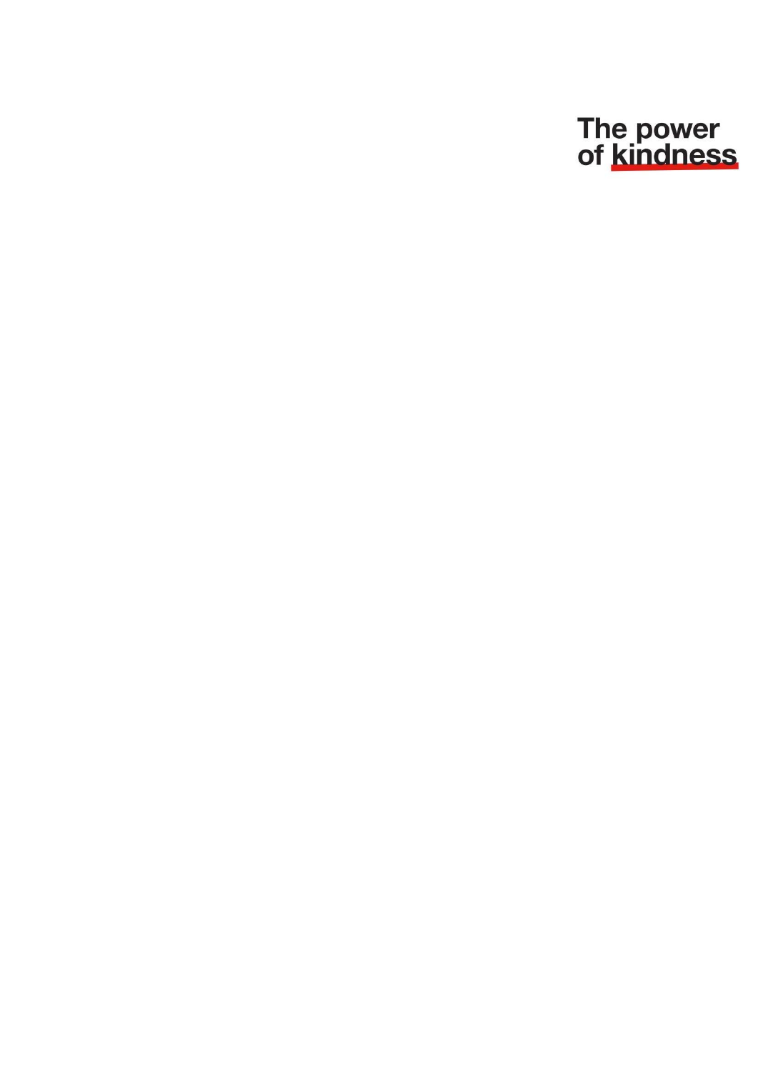The power of kindness